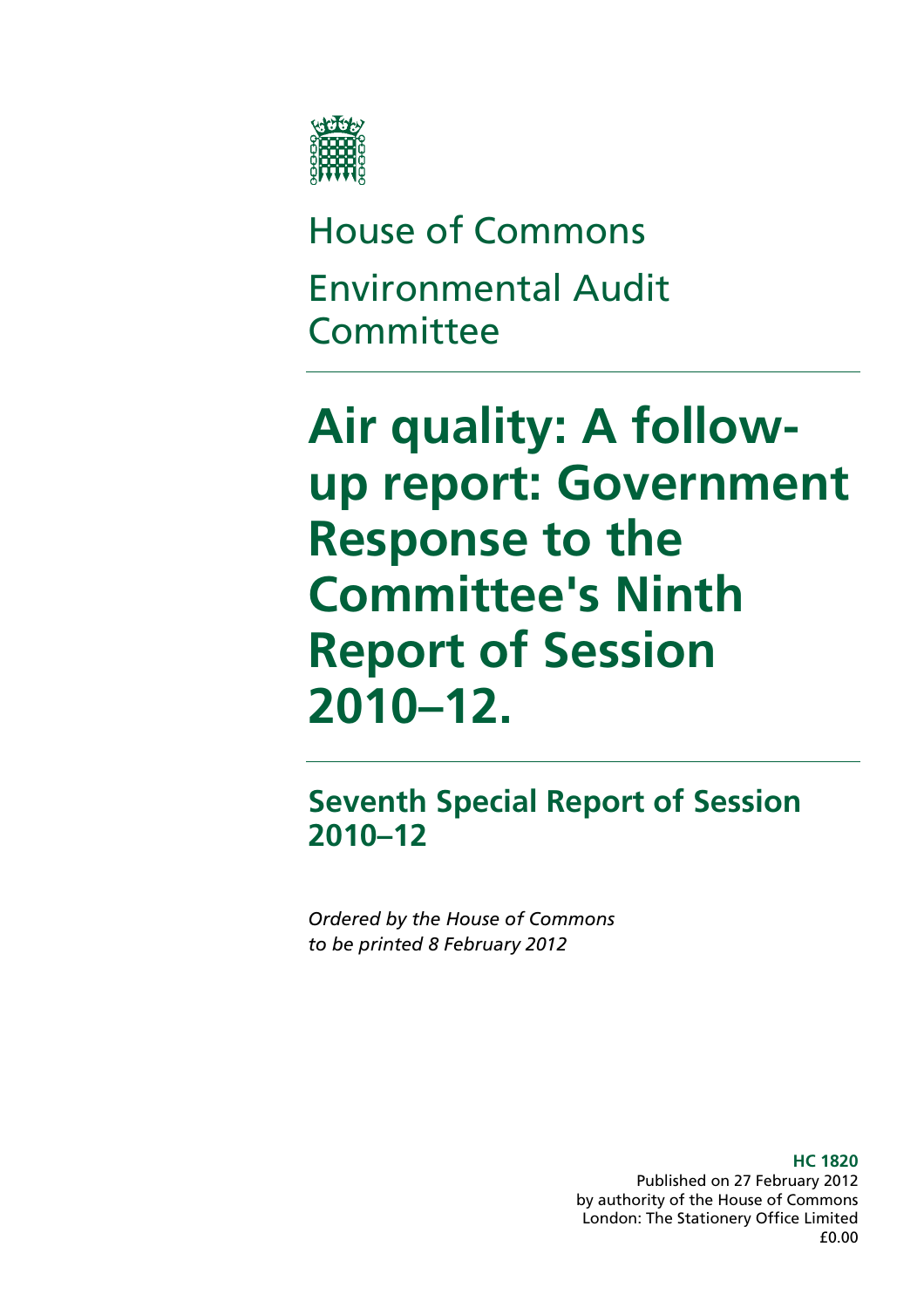House of Commons

Environmental Audit Committee

# Air quality: A follow-up report: Government Response to the Committee's Ninth Report of Session 2010–12.

## Seventh Special Report of Session 2010–12

*Ordered by the House of Commons to be printed 8 February 2012*

**HC 1820**
Published on 27 February 2012
by authority of the House of Commons
London: The Stationery Office Limited
£0.00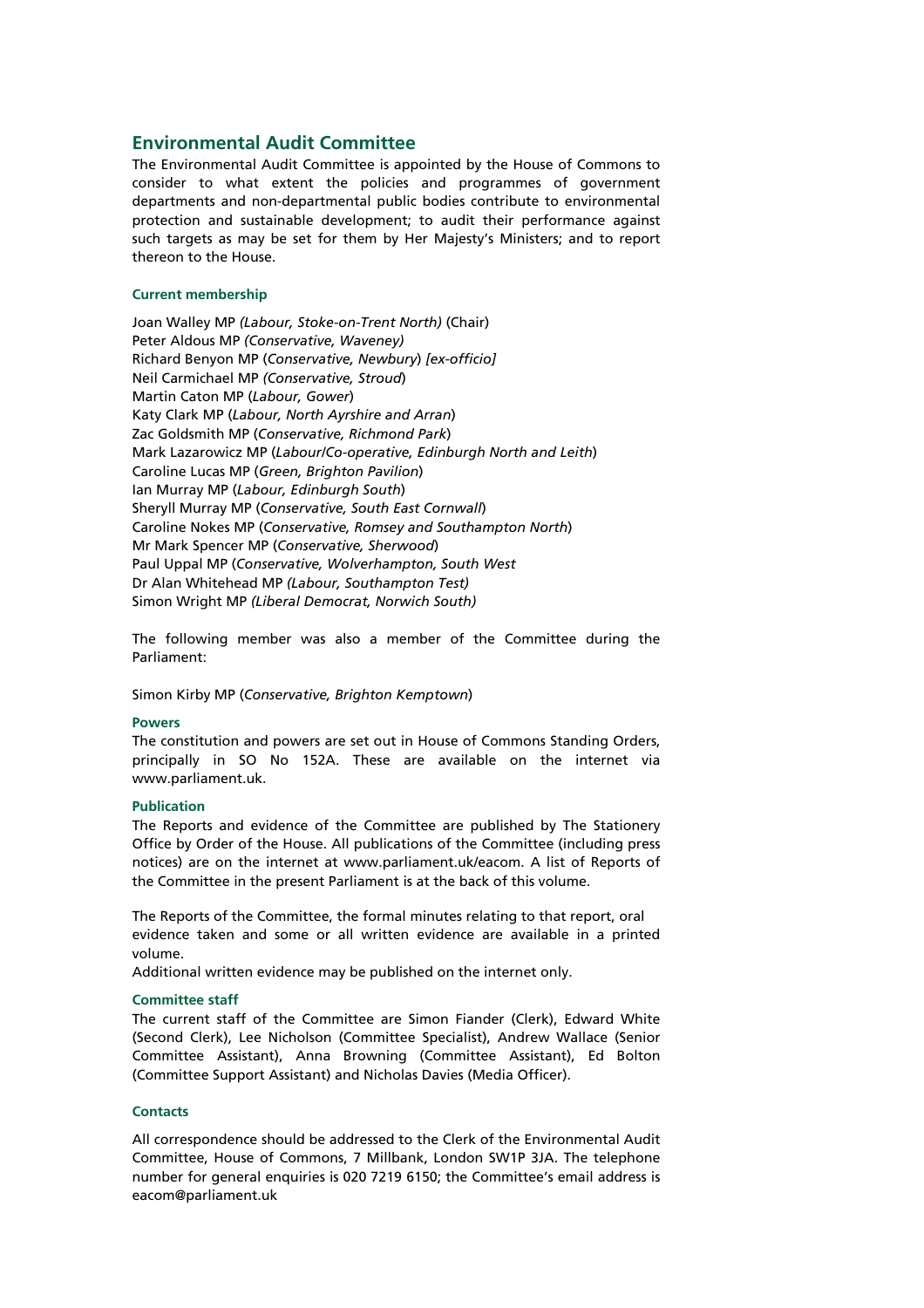## Environmental Audit Committee

The Environmental Audit Committee is appointed by the House of Commons to consider to what extent the policies and programmes of government departments and non-departmental public bodies contribute to environmental protection and sustainable development; to audit their performance against such targets as may be set for them by Her Majesty's Ministers; and to report thereon to the House.

### Current membership

Joan Walley MP *(Labour, Stoke-on-Trent North)* (Chair)
Peter Aldous MP *(Conservative, Waveney)*
Richard Benyon MP (*Conservative, Newbury*) *[ex-officio]*
Neil Carmichael MP *(Conservative, Stroud*)
Martin Caton MP (*Labour, Gower*)
Katy Clark MP (*Labour, North Ayrshire and Arran*)
Zac Goldsmith MP (*Conservative, Richmond Park*)
Mark Lazarowicz MP (*Labour/Co-operative, Edinburgh North and Leith*)
Caroline Lucas MP (*Green, Brighton Pavilion*)
Ian Murray MP (*Labour, Edinburgh South*)
Sheryll Murray MP (*Conservative, South East Cornwall*)
Caroline Nokes MP (*Conservative, Romsey and Southampton North*)
Mr Mark Spencer MP (*Conservative, Sherwood*)
Paul Uppal MP (*Conservative, Wolverhampton, South West*
Dr Alan Whitehead MP *(Labour, Southampton Test)*
Simon Wright MP *(Liberal Democrat, Norwich South)*

The following member was also a member of the Committee during the Parliament:

Simon Kirby MP (*Conservative, Brighton Kemptown*)

### Powers

The constitution and powers are set out in House of Commons Standing Orders, principally in SO No 152A. These are available on the internet via www.parliament.uk.

### Publication

The Reports and evidence of the Committee are published by The Stationery Office by Order of the House. All publications of the Committee (including press notices) are on the internet at www.parliament.uk/eacom. A list of Reports of the Committee in the present Parliament is at the back of this volume.

The Reports of the Committee, the formal minutes relating to that report, oral evidence taken and some or all written evidence are available in a printed volume.
Additional written evidence may be published on the internet only.

### Committee staff

The current staff of the Committee are Simon Fiander (Clerk), Edward White (Second Clerk), Lee Nicholson (Committee Specialist), Andrew Wallace (Senior Committee Assistant), Anna Browning (Committee Assistant), Ed Bolton (Committee Support Assistant) and Nicholas Davies (Media Officer).

### Contacts

All correspondence should be addressed to the Clerk of the Environmental Audit Committee, House of Commons, 7 Millbank, London SW1P 3JA. The telephone number for general enquiries is 020 7219 6150; the Committee's email address is eacom@parliament.uk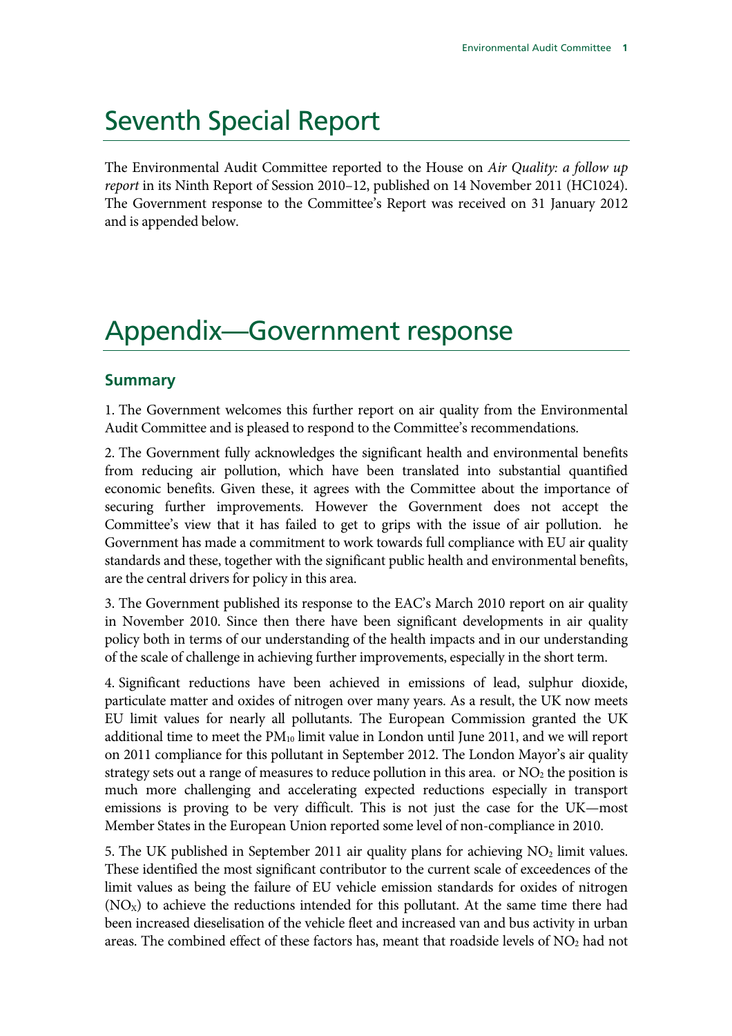# Seventh Special Report

The Environmental Audit Committee reported to the House on *Air Quality: a follow up report* in its Ninth Report of Session 2010–12, published on 14 November 2011 (HC1024). The Government response to the Committee's Report was received on 31 January 2012 and is appended below.

# Appendix—Government response

## Summary

1. The Government welcomes this further report on air quality from the Environmental Audit Committee and is pleased to respond to the Committee's recommendations.

2. The Government fully acknowledges the significant health and environmental benefits from reducing air pollution, which have been translated into substantial quantified economic benefits. Given these, it agrees with the Committee about the importance of securing further improvements. However the Government does not accept the Committee's view that it has failed to get to grips with the issue of air pollution. he Government has made a commitment to work towards full compliance with EU air quality standards and these, together with the significant public health and environmental benefits, are the central drivers for policy in this area.

3. The Government published its response to the EAC's March 2010 report on air quality in November 2010. Since then there have been significant developments in air quality policy both in terms of our understanding of the health impacts and in our understanding of the scale of challenge in achieving further improvements, especially in the short term.

4. Significant reductions have been achieved in emissions of lead, sulphur dioxide, particulate matter and oxides of nitrogen over many years. As a result, the UK now meets EU limit values for nearly all pollutants. The European Commission granted the UK additional time to meet the $PM_{10}$ limit value in London until June 2011, and we will report on 2011 compliance for this pollutant in September 2012. The London Mayor's air quality strategy sets out a range of measures to reduce pollution in this area. or $NO_2$ the position is much more challenging and accelerating expected reductions especially in transport emissions is proving to be very difficult. This is not just the case for the UK—most Member States in the European Union reported some level of non-compliance in 2010.

5. The UK published in September 2011 air quality plans for achieving $NO_2$ limit values. These identified the most significant contributor to the current scale of exceedences of the limit values as being the failure of EU vehicle emission standards for oxides of nitrogen ($NO_X$) to achieve the reductions intended for this pollutant. At the same time there had been increased dieselisation of the vehicle fleet and increased van and bus activity in urban areas. The combined effect of these factors has, meant that roadside levels of $NO_2$ had not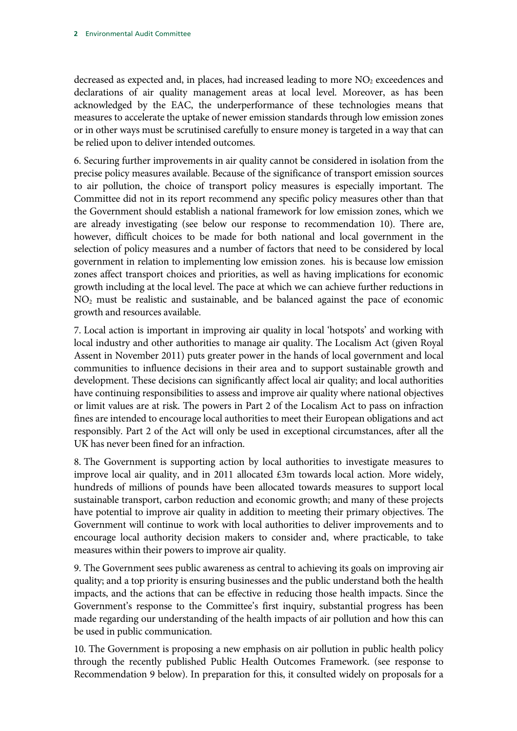decreased as expected and, in places, had increased leading to more $NO_2$ exceedences and declarations of air quality management areas at local level. Moreover, as has been acknowledged by the EAC, the underperformance of these technologies means that measures to accelerate the uptake of newer emission standards through low emission zones or in other ways must be scrutinised carefully to ensure money is targeted in a way that can be relied upon to deliver intended outcomes.

6. Securing further improvements in air quality cannot be considered in isolation from the precise policy measures available. Because of the significance of transport emission sources to air pollution, the choice of transport policy measures is especially important. The Committee did not in its report recommend any specific policy measures other than that the Government should establish a national framework for low emission zones, which we are already investigating (see below our response to recommendation 10). There are, however, difficult choices to be made for both national and local government in the selection of policy measures and a number of factors that need to be considered by local government in relation to implementing low emission zones. his is because low emission zones affect transport choices and priorities, as well as having implications for economic growth including at the local level. The pace at which we can achieve further reductions in $NO_2$ must be realistic and sustainable, and be balanced against the pace of economic growth and resources available.

7. Local action is important in improving air quality in local 'hotspots' and working with local industry and other authorities to manage air quality. The Localism Act (given Royal Assent in November 2011) puts greater power in the hands of local government and local communities to influence decisions in their area and to support sustainable growth and development. These decisions can significantly affect local air quality; and local authorities have continuing responsibilities to assess and improve air quality where national objectives or limit values are at risk. The powers in Part 2 of the Localism Act to pass on infraction fines are intended to encourage local authorities to meet their European obligations and act responsibly. Part 2 of the Act will only be used in exceptional circumstances, after all the UK has never been fined for an infraction.

8. The Government is supporting action by local authorities to investigate measures to improve local air quality, and in 2011 allocated £3m towards local action. More widely, hundreds of millions of pounds have been allocated towards measures to support local sustainable transport, carbon reduction and economic growth; and many of these projects have potential to improve air quality in addition to meeting their primary objectives. The Government will continue to work with local authorities to deliver improvements and to encourage local authority decision makers to consider and, where practicable, to take measures within their powers to improve air quality.

9. The Government sees public awareness as central to achieving its goals on improving air quality; and a top priority is ensuring businesses and the public understand both the health impacts, and the actions that can be effective in reducing those health impacts. Since the Government's response to the Committee's first inquiry, substantial progress has been made regarding our understanding of the health impacts of air pollution and how this can be used in public communication.

10. The Government is proposing a new emphasis on air pollution in public health policy through the recently published Public Health Outcomes Framework. (see response to Recommendation 9 below). In preparation for this, it consulted widely on proposals for a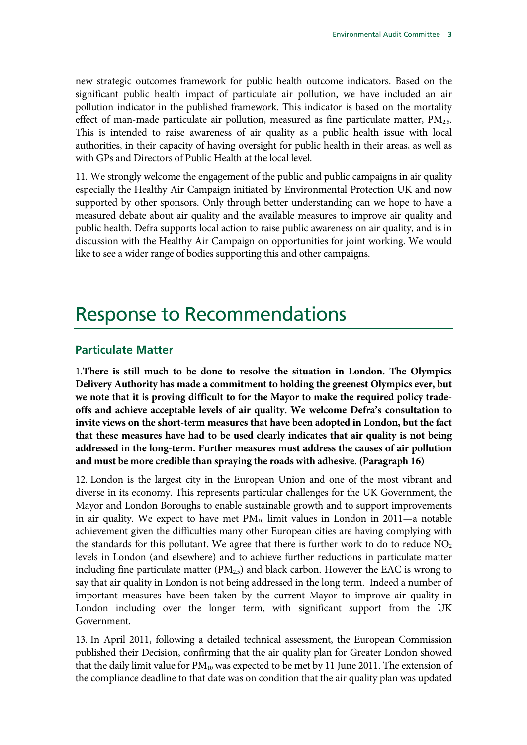new strategic outcomes framework for public health outcome indicators. Based on the significant public health impact of particulate air pollution, we have included an air pollution indicator in the published framework. This indicator is based on the mortality effect of man-made particulate air pollution, measured as fine particulate matter, $PM_{2.5}$. This is intended to raise awareness of air quality as a public health issue with local authorities, in their capacity of having oversight for public health in their areas, as well as with GPs and Directors of Public Health at the local level.

11. We strongly welcome the engagement of the public and public campaigns in air quality especially the Healthy Air Campaign initiated by Environmental Protection UK and now supported by other sponsors. Only through better understanding can we hope to have a measured debate about air quality and the available measures to improve air quality and public health. Defra supports local action to raise public awareness on air quality, and is in discussion with the Healthy Air Campaign on opportunities for joint working. We would like to see a wider range of bodies supporting this and other campaigns.

# Response to Recommendations

## Particulate Matter

1.**There is still much to be done to resolve the situation in London. The Olympics Delivery Authority has made a commitment to holding the greenest Olympics ever, but we note that it is proving difficult to for the Mayor to make the required policy trade-offs and achieve acceptable levels of air quality. We welcome Defra's consultation to invite views on the short-term measures that have been adopted in London, but the fact that these measures have had to be used clearly indicates that air quality is not being addressed in the long-term. Further measures must address the causes of air pollution and must be more credible than spraying the roads with adhesive. (Paragraph 16)**

12. London is the largest city in the European Union and one of the most vibrant and diverse in its economy. This represents particular challenges for the UK Government, the Mayor and London Boroughs to enable sustainable growth and to support improvements in air quality. We expect to have met $PM_{10}$ limit values in London in 2011—a notable achievement given the difficulties many other European cities are having complying with the standards for this pollutant. We agree that there is further work to do to reduce $NO_2$ levels in London (and elsewhere) and to achieve further reductions in particulate matter including fine particulate matter ($PM_{2.5}$) and black carbon. However the EAC is wrong to say that air quality in London is not being addressed in the long term. Indeed a number of important measures have been taken by the current Mayor to improve air quality in London including over the longer term, with significant support from the UK Government.

13. In April 2011, following a detailed technical assessment, the European Commission published their Decision, confirming that the air quality plan for Greater London showed that the daily limit value for $PM_{10}$ was expected to be met by 11 June 2011. The extension of the compliance deadline to that date was on condition that the air quality plan was updated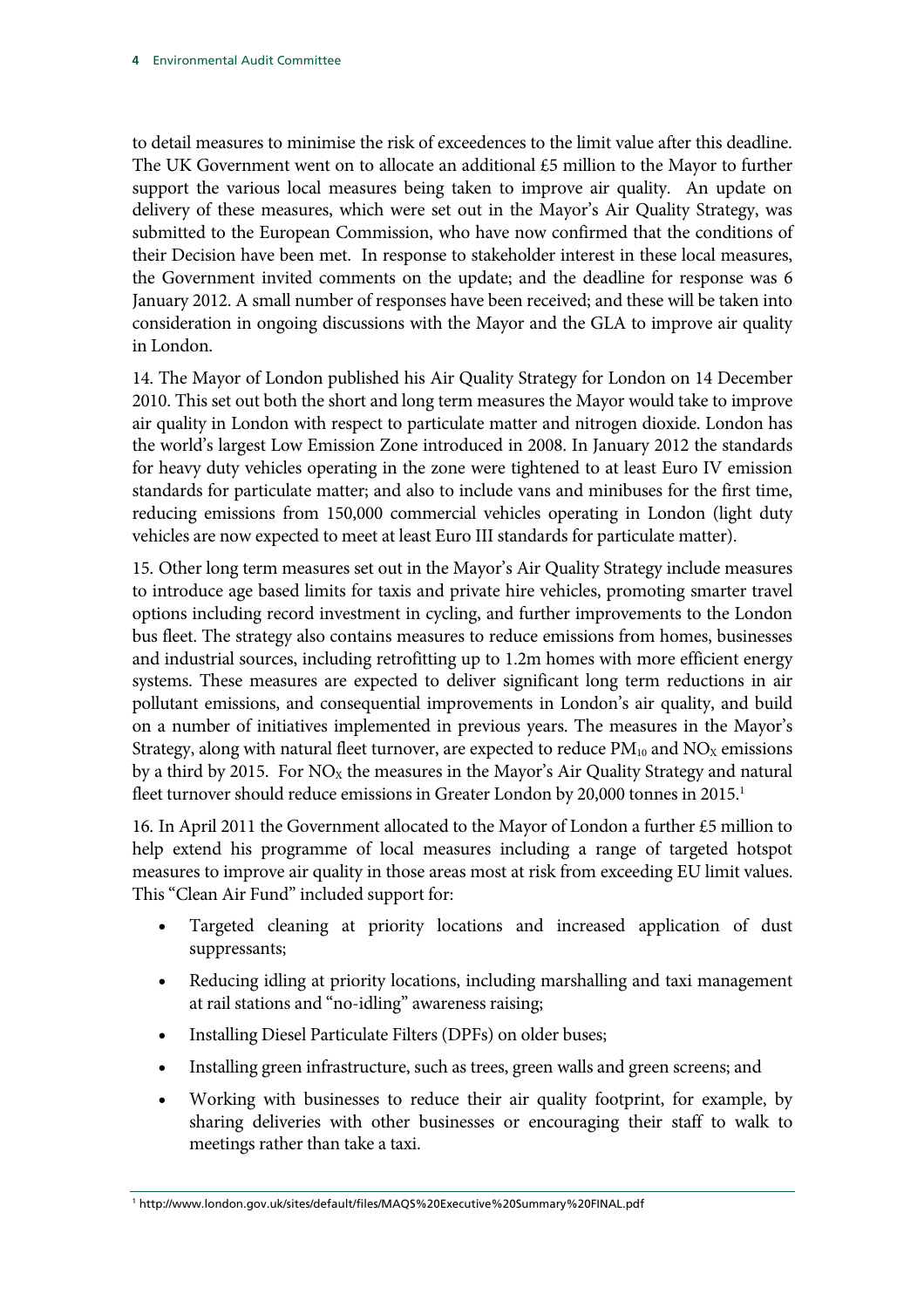to detail measures to minimise the risk of exceedences to the limit value after this deadline. The UK Government went on to allocate an additional £5 million to the Mayor to further support the various local measures being taken to improve air quality. An update on delivery of these measures, which were set out in the Mayor's Air Quality Strategy, was submitted to the European Commission, who have now confirmed that the conditions of their Decision have been met. In response to stakeholder interest in these local measures, the Government invited comments on the update; and the deadline for response was 6 January 2012. A small number of responses have been received; and these will be taken into consideration in ongoing discussions with the Mayor and the GLA to improve air quality in London.

14. The Mayor of London published his Air Quality Strategy for London on 14 December 2010. This set out both the short and long term measures the Mayor would take to improve air quality in London with respect to particulate matter and nitrogen dioxide. London has the world's largest Low Emission Zone introduced in 2008. In January 2012 the standards for heavy duty vehicles operating in the zone were tightened to at least Euro IV emission standards for particulate matter; and also to include vans and minibuses for the first time, reducing emissions from 150,000 commercial vehicles operating in London (light duty vehicles are now expected to meet at least Euro III standards for particulate matter).

15. Other long term measures set out in the Mayor's Air Quality Strategy include measures to introduce age based limits for taxis and private hire vehicles, promoting smarter travel options including record investment in cycling, and further improvements to the London bus fleet. The strategy also contains measures to reduce emissions from homes, businesses and industrial sources, including retrofitting up to 1.2m homes with more efficient energy systems. These measures are expected to deliver significant long term reductions in air pollutant emissions, and consequential improvements in London's air quality, and build on a number of initiatives implemented in previous years. The measures in the Mayor's Strategy, along with natural fleet turnover, are expected to reduce $PM_{10}$ and $NO_X$ emissions by a third by 2015. For $NO_X$ the measures in the Mayor's Air Quality Strategy and natural fleet turnover should reduce emissions in Greater London by 20,000 tonnes in 2015.[1]

16. In April 2011 the Government allocated to the Mayor of London a further £5 million to help extend his programme of local measures including a range of targeted hotspot measures to improve air quality in those areas most at risk from exceeding EU limit values. This "Clean Air Fund" included support for:

- Targeted cleaning at priority locations and increased application of dust suppressants;
- Reducing idling at priority locations, including marshalling and taxi management at rail stations and "no-idling" awareness raising;
- Installing Diesel Particulate Filters (DPFs) on older buses;
- Installing green infrastructure, such as trees, green walls and green screens; and
- Working with businesses to reduce their air quality footprint, for example, by sharing deliveries with other businesses or encouraging their staff to walk to meetings rather than take a taxi.

[1] http://www.london.gov.uk/sites/default/files/MAQS%20Executive%20Summary%20FINAL.pdf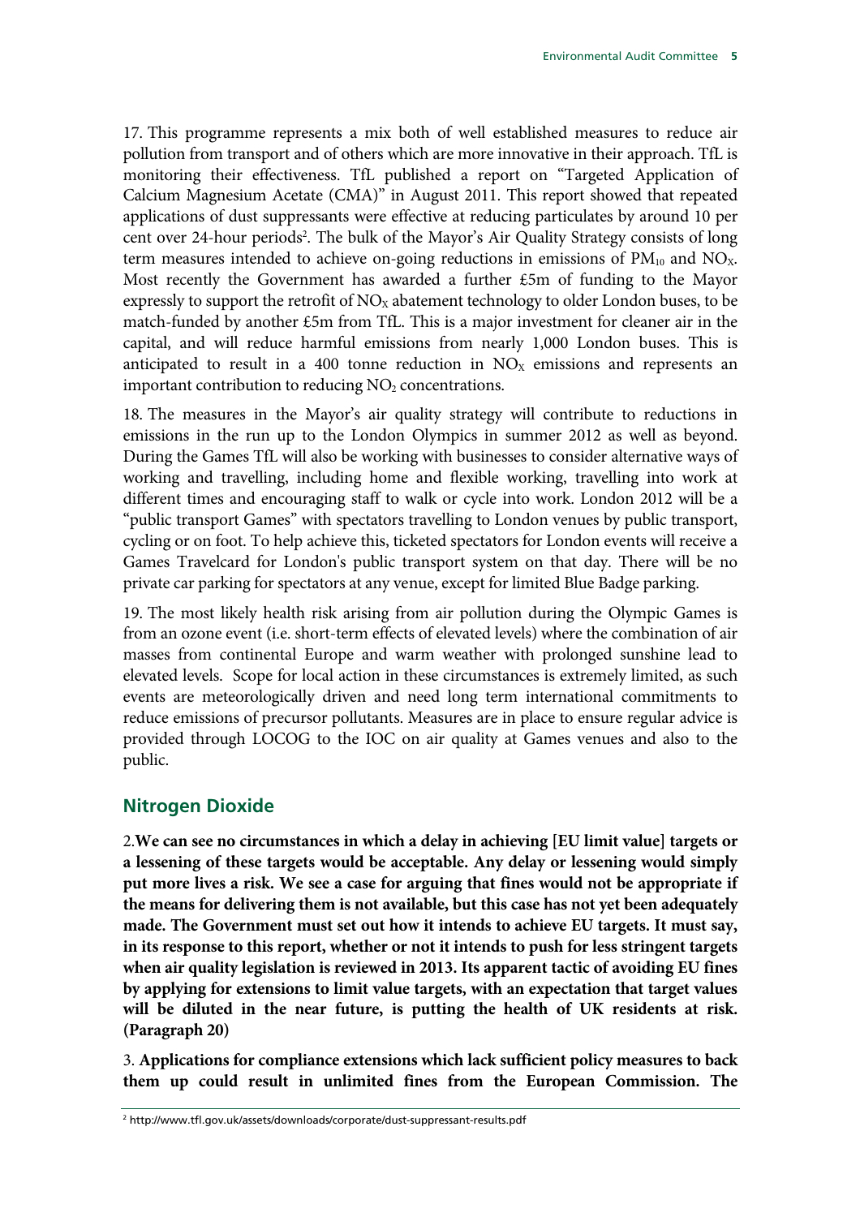17. This programme represents a mix both of well established measures to reduce air pollution from transport and of others which are more innovative in their approach. TfL is monitoring their effectiveness. TfL published a report on "Targeted Application of Calcium Magnesium Acetate (CMA)" in August 2011. This report showed that repeated applications of dust suppressants were effective at reducing particulates by around 10 per cent over 24-hour periods[2]. The bulk of the Mayor's Air Quality Strategy consists of long term measures intended to achieve on-going reductions in emissions of $PM_{10}$ and $NO_X$. Most recently the Government has awarded a further £5m of funding to the Mayor expressly to support the retrofit of $NO_X$ abatement technology to older London buses, to be match-funded by another £5m from TfL. This is a major investment for cleaner air in the capital, and will reduce harmful emissions from nearly 1,000 London buses. This is anticipated to result in a 400 tonne reduction in $NO_X$ emissions and represents an important contribution to reducing $NO_2$ concentrations.

18. The measures in the Mayor's air quality strategy will contribute to reductions in emissions in the run up to the London Olympics in summer 2012 as well as beyond. During the Games TfL will also be working with businesses to consider alternative ways of working and travelling, including home and flexible working, travelling into work at different times and encouraging staff to walk or cycle into work. London 2012 will be a "public transport Games" with spectators travelling to London venues by public transport, cycling or on foot. To help achieve this, ticketed spectators for London events will receive a Games Travelcard for London's public transport system on that day. There will be no private car parking for spectators at any venue, except for limited Blue Badge parking.

19. The most likely health risk arising from air pollution during the Olympic Games is from an ozone event (i.e. short-term effects of elevated levels) where the combination of air masses from continental Europe and warm weather with prolonged sunshine lead to elevated levels. Scope for local action in these circumstances is extremely limited, as such events are meteorologically driven and need long term international commitments to reduce emissions of precursor pollutants. Measures are in place to ensure regular advice is provided through LOCOG to the IOC on air quality at Games venues and also to the public.

## Nitrogen Dioxide

2. **We can see no circumstances in which a delay in achieving [EU limit value] targets or a lessening of these targets would be acceptable. Any delay or lessening would simply put more lives a risk. We see a case for arguing that fines would not be appropriate if the means for delivering them is not available, but this case has not yet been adequately made. The Government must set out how it intends to achieve EU targets. It must say, in its response to this report, whether or not it intends to push for less stringent targets when air quality legislation is reviewed in 2013. Its apparent tactic of avoiding EU fines by applying for extensions to limit value targets, with an expectation that target values will be diluted in the near future, is putting the health of UK residents at risk. (Paragraph 20)**

3. **Applications for compliance extensions which lack sufficient policy measures to back them up could result in unlimited fines from the European Commission. The**

[2] http://www.tfl.gov.uk/assets/downloads/corporate/dust-suppressant-results.pdf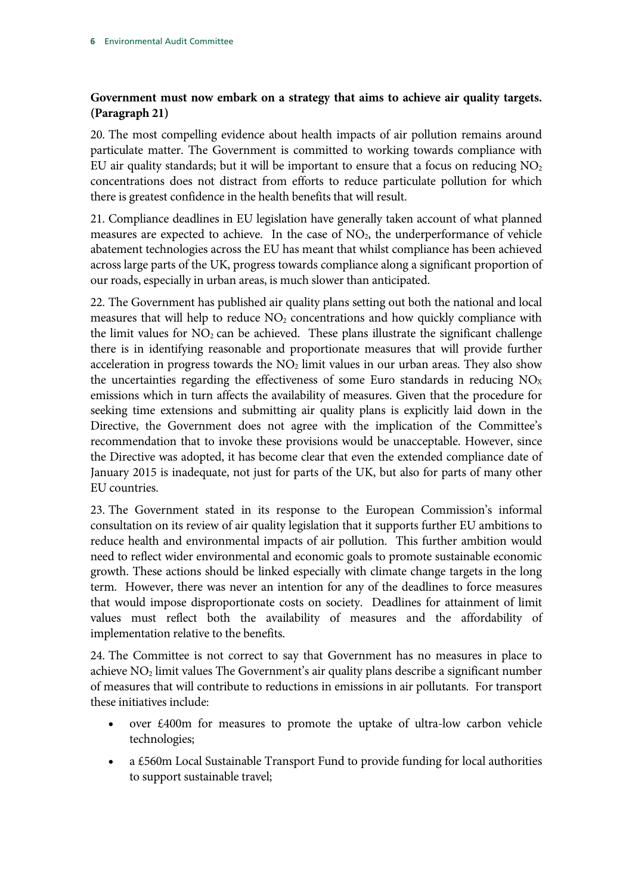**Government must now embark on a strategy that aims to achieve air quality targets. (Paragraph 21)**

20. The most compelling evidence about health impacts of air pollution remains around particulate matter. The Government is committed to working towards compliance with EU air quality standards; but it will be important to ensure that a focus on reducing $NO_2$ concentrations does not distract from efforts to reduce particulate pollution for which there is greatest confidence in the health benefits that will result.

21. Compliance deadlines in EU legislation have generally taken account of what planned measures are expected to achieve. In the case of $NO_2$, the underperformance of vehicle abatement technologies across the EU has meant that whilst compliance has been achieved across large parts of the UK, progress towards compliance along a significant proportion of our roads, especially in urban areas, is much slower than anticipated.

22. The Government has published air quality plans setting out both the national and local measures that will help to reduce $NO_2$ concentrations and how quickly compliance with the limit values for $NO_2$ can be achieved. These plans illustrate the significant challenge there is in identifying reasonable and proportionate measures that will provide further acceleration in progress towards the $NO_2$ limit values in our urban areas. They also show the uncertainties regarding the effectiveness of some Euro standards in reducing $NO_X$ emissions which in turn affects the availability of measures. Given that the procedure for seeking time extensions and submitting air quality plans is explicitly laid down in the Directive, the Government does not agree with the implication of the Committee's recommendation that to invoke these provisions would be unacceptable. However, since the Directive was adopted, it has become clear that even the extended compliance date of January 2015 is inadequate, not just for parts of the UK, but also for parts of many other EU countries.

23. The Government stated in its response to the European Commission's informal consultation on its review of air quality legislation that it supports further EU ambitions to reduce health and environmental impacts of air pollution. This further ambition would need to reflect wider environmental and economic goals to promote sustainable economic growth. These actions should be linked especially with climate change targets in the long term. However, there was never an intention for any of the deadlines to force measures that would impose disproportionate costs on society. Deadlines for attainment of limit values must reflect both the availability of measures and the affordability of implementation relative to the benefits.

24. The Committee is not correct to say that Government has no measures in place to achieve $NO_2$ limit values The Government's air quality plans describe a significant number of measures that will contribute to reductions in emissions in air pollutants. For transport these initiatives include:

- over £400m for measures to promote the uptake of ultra-low carbon vehicle technologies;
- a £560m Local Sustainable Transport Fund to provide funding for local authorities to support sustainable travel;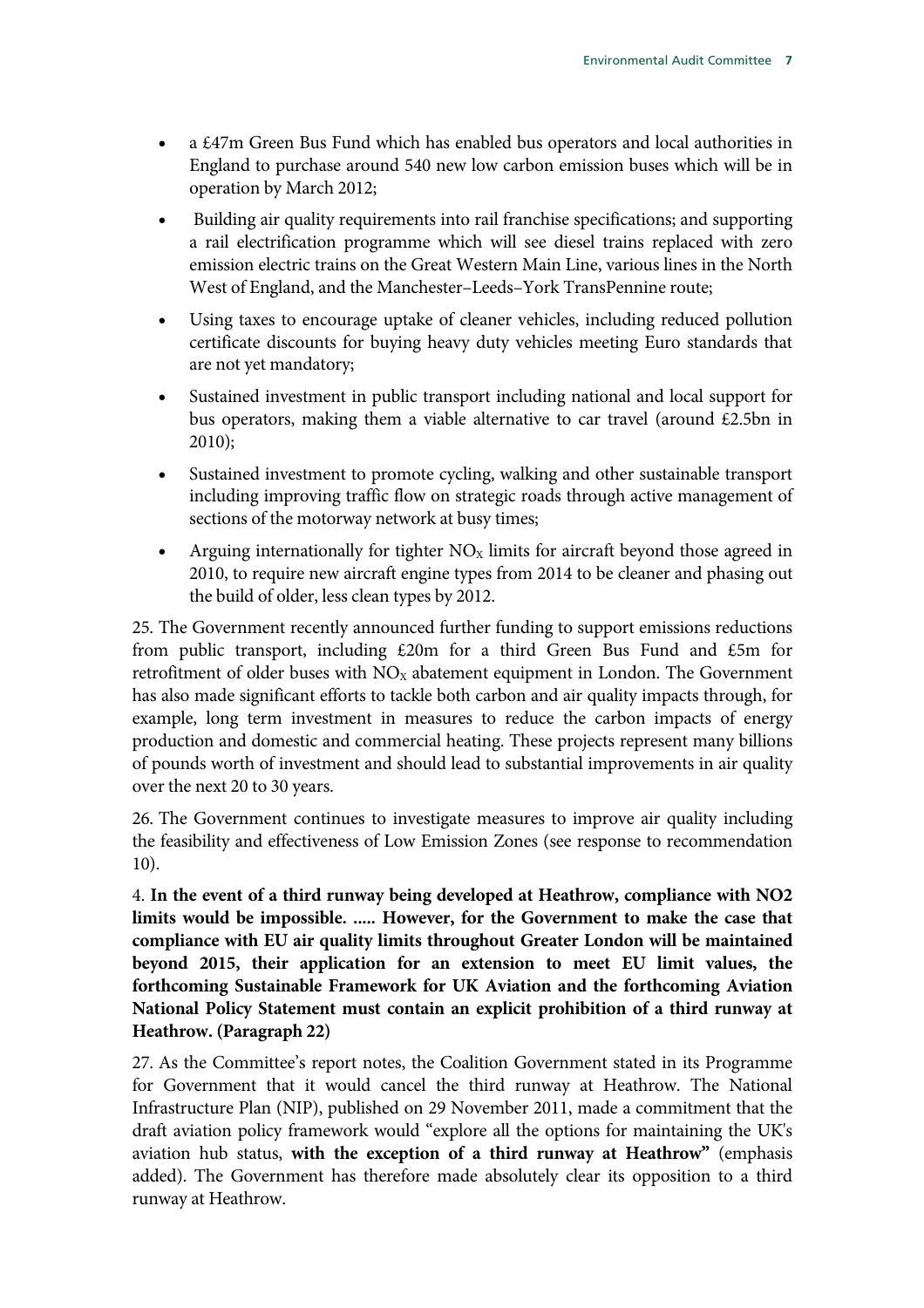- a £47m Green Bus Fund which has enabled bus operators and local authorities in England to purchase around 540 new low carbon emission buses which will be in operation by March 2012;
- Building air quality requirements into rail franchise specifications; and supporting a rail electrification programme which will see diesel trains replaced with zero emission electric trains on the Great Western Main Line, various lines in the North West of England, and the Manchester–Leeds–York TransPennine route;
- Using taxes to encourage uptake of cleaner vehicles, including reduced pollution certificate discounts for buying heavy duty vehicles meeting Euro standards that are not yet mandatory;
- Sustained investment in public transport including national and local support for bus operators, making them a viable alternative to car travel (around £2.5bn in 2010);
- Sustained investment to promote cycling, walking and other sustainable transport including improving traffic flow on strategic roads through active management of sections of the motorway network at busy times;
- Arguing internationally for tighter $NO_X$ limits for aircraft beyond those agreed in 2010, to require new aircraft engine types from 2014 to be cleaner and phasing out the build of older, less clean types by 2012.

25. The Government recently announced further funding to support emissions reductions from public transport, including £20m for a third Green Bus Fund and £5m for retrofitment of older buses with $NO_X$ abatement equipment in London. The Government has also made significant efforts to tackle both carbon and air quality impacts through, for example, long term investment in measures to reduce the carbon impacts of energy production and domestic and commercial heating. These projects represent many billions of pounds worth of investment and should lead to substantial improvements in air quality over the next 20 to 30 years.

26. The Government continues to investigate measures to improve air quality including the feasibility and effectiveness of Low Emission Zones (see response to recommendation 10).

4. **In the event of a third runway being developed at Heathrow, compliance with NO2 limits would be impossible. ..... However, for the Government to make the case that compliance with EU air quality limits throughout Greater London will be maintained beyond 2015, their application for an extension to meet EU limit values, the forthcoming Sustainable Framework for UK Aviation and the forthcoming Aviation National Policy Statement must contain an explicit prohibition of a third runway at Heathrow. (Paragraph 22)**

27. As the Committee's report notes, the Coalition Government stated in its Programme for Government that it would cancel the third runway at Heathrow. The National Infrastructure Plan (NIP), published on 29 November 2011, made a commitment that the draft aviation policy framework would "explore all the options for maintaining the UK's aviation hub status, **with the exception of a third runway at Heathrow"** (emphasis added). The Government has therefore made absolutely clear its opposition to a third runway at Heathrow.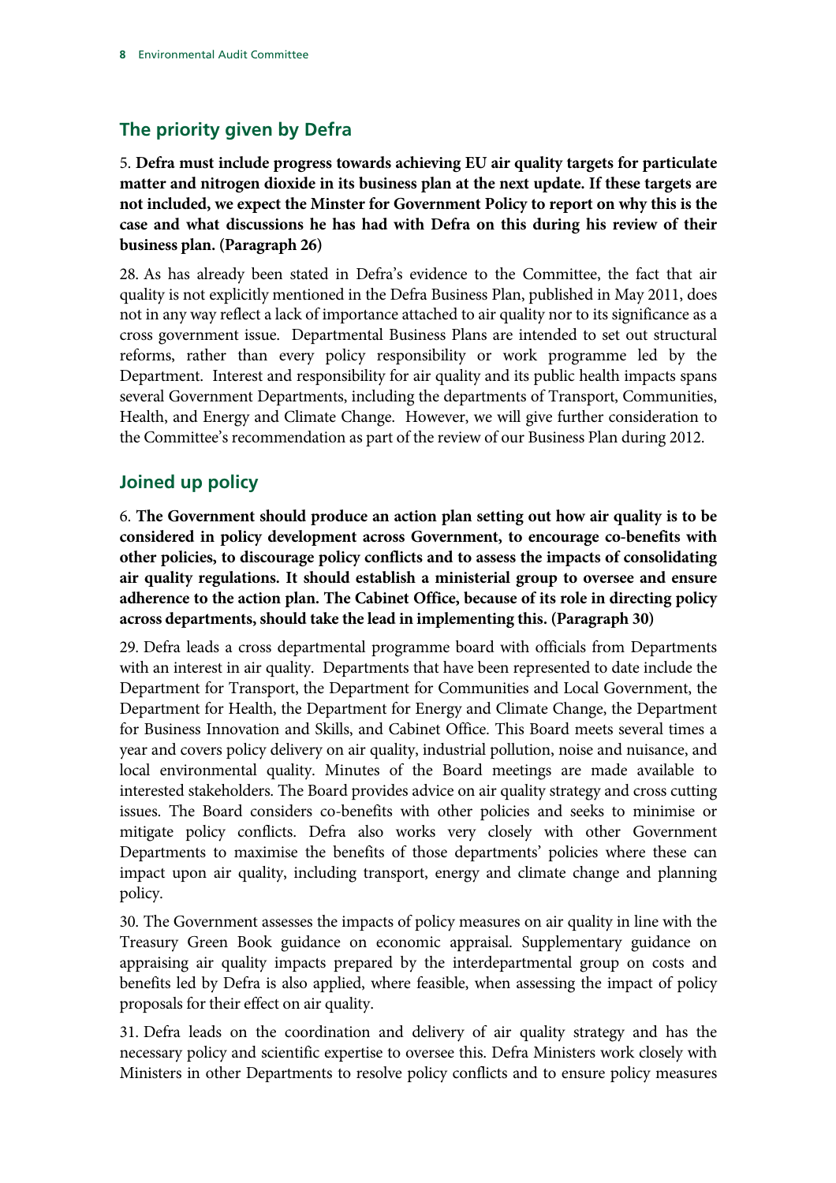## The priority given by Defra

5. **Defra must include progress towards achieving EU air quality targets for particulate matter and nitrogen dioxide in its business plan at the next update. If these targets are not included, we expect the Minster for Government Policy to report on why this is the case and what discussions he has had with Defra on this during his review of their business plan. (Paragraph 26)**

28. As has already been stated in Defra's evidence to the Committee, the fact that air quality is not explicitly mentioned in the Defra Business Plan, published in May 2011, does not in any way reflect a lack of importance attached to air quality nor to its significance as a cross government issue. Departmental Business Plans are intended to set out structural reforms, rather than every policy responsibility or work programme led by the Department. Interest and responsibility for air quality and its public health impacts spans several Government Departments, including the departments of Transport, Communities, Health, and Energy and Climate Change. However, we will give further consideration to the Committee's recommendation as part of the review of our Business Plan during 2012.

## Joined up policy

6. **The Government should produce an action plan setting out how air quality is to be considered in policy development across Government, to encourage co-benefits with other policies, to discourage policy conflicts and to assess the impacts of consolidating air quality regulations. It should establish a ministerial group to oversee and ensure adherence to the action plan. The Cabinet Office, because of its role in directing policy across departments, should take the lead in implementing this. (Paragraph 30)**

29. Defra leads a cross departmental programme board with officials from Departments with an interest in air quality. Departments that have been represented to date include the Department for Transport, the Department for Communities and Local Government, the Department for Health, the Department for Energy and Climate Change, the Department for Business Innovation and Skills, and Cabinet Office. This Board meets several times a year and covers policy delivery on air quality, industrial pollution, noise and nuisance, and local environmental quality. Minutes of the Board meetings are made available to interested stakeholders. The Board provides advice on air quality strategy and cross cutting issues. The Board considers co-benefits with other policies and seeks to minimise or mitigate policy conflicts. Defra also works very closely with other Government Departments to maximise the benefits of those departments' policies where these can impact upon air quality, including transport, energy and climate change and planning policy.

30. The Government assesses the impacts of policy measures on air quality in line with the Treasury Green Book guidance on economic appraisal. Supplementary guidance on appraising air quality impacts prepared by the interdepartmental group on costs and benefits led by Defra is also applied, where feasible, when assessing the impact of policy proposals for their effect on air quality.

31. Defra leads on the coordination and delivery of air quality strategy and has the necessary policy and scientific expertise to oversee this. Defra Ministers work closely with Ministers in other Departments to resolve policy conflicts and to ensure policy measures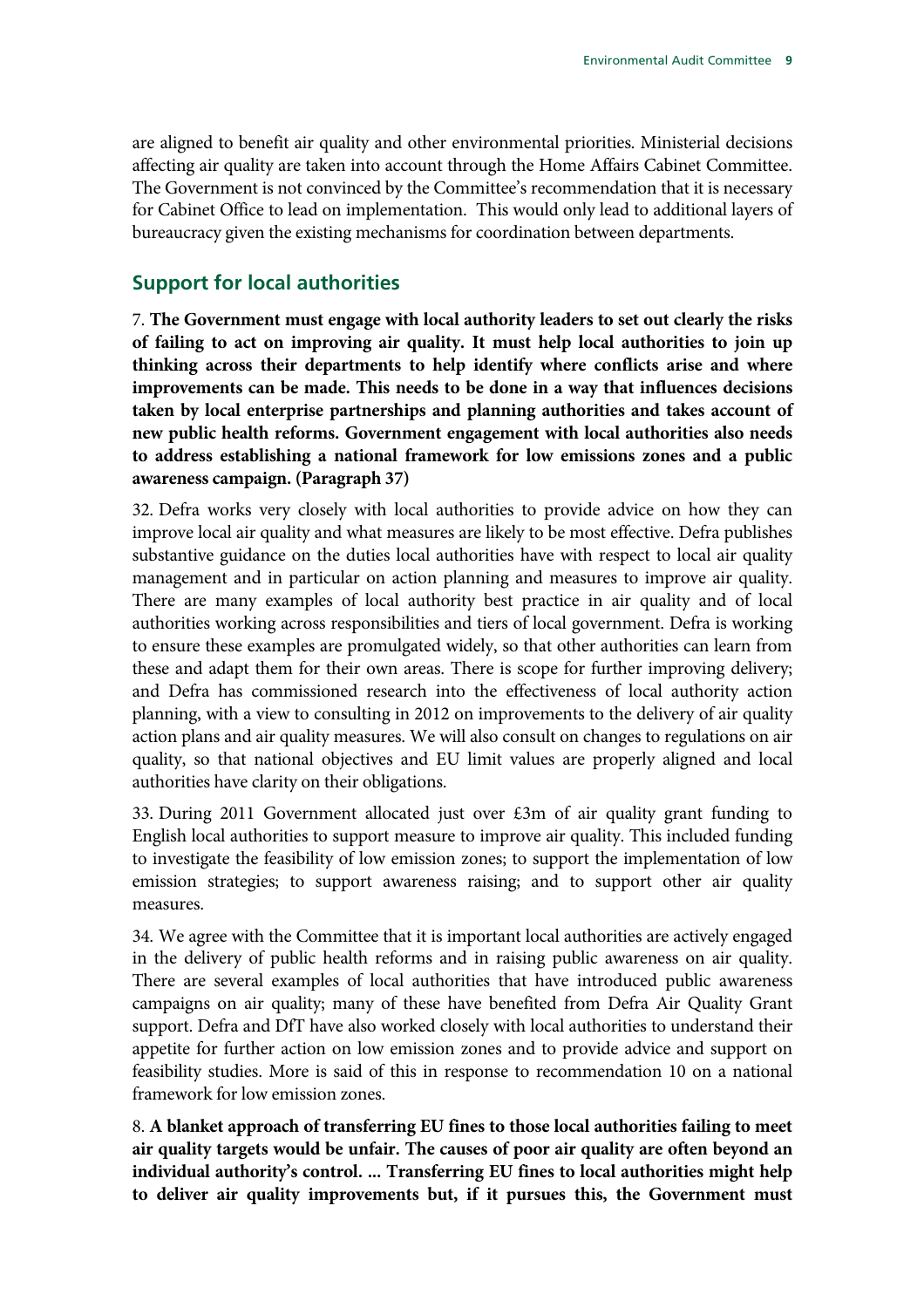are aligned to benefit air quality and other environmental priorities. Ministerial decisions affecting air quality are taken into account through the Home Affairs Cabinet Committee. The Government is not convinced by the Committee's recommendation that it is necessary for Cabinet Office to lead on implementation. This would only lead to additional layers of bureaucracy given the existing mechanisms for coordination between departments.

## Support for local authorities

7. **The Government must engage with local authority leaders to set out clearly the risks of failing to act on improving air quality. It must help local authorities to join up thinking across their departments to help identify where conflicts arise and where improvements can be made. This needs to be done in a way that influences decisions taken by local enterprise partnerships and planning authorities and takes account of new public health reforms. Government engagement with local authorities also needs to address establishing a national framework for low emissions zones and a public awareness campaign. (Paragraph 37)**

32. Defra works very closely with local authorities to provide advice on how they can improve local air quality and what measures are likely to be most effective. Defra publishes substantive guidance on the duties local authorities have with respect to local air quality management and in particular on action planning and measures to improve air quality. There are many examples of local authority best practice in air quality and of local authorities working across responsibilities and tiers of local government. Defra is working to ensure these examples are promulgated widely, so that other authorities can learn from these and adapt them for their own areas. There is scope for further improving delivery; and Defra has commissioned research into the effectiveness of local authority action planning, with a view to consulting in 2012 on improvements to the delivery of air quality action plans and air quality measures. We will also consult on changes to regulations on air quality, so that national objectives and EU limit values are properly aligned and local authorities have clarity on their obligations.

33. During 2011 Government allocated just over £3m of air quality grant funding to English local authorities to support measure to improve air quality. This included funding to investigate the feasibility of low emission zones; to support the implementation of low emission strategies; to support awareness raising; and to support other air quality measures.

34. We agree with the Committee that it is important local authorities are actively engaged in the delivery of public health reforms and in raising public awareness on air quality. There are several examples of local authorities that have introduced public awareness campaigns on air quality; many of these have benefited from Defra Air Quality Grant support. Defra and DfT have also worked closely with local authorities to understand their appetite for further action on low emission zones and to provide advice and support on feasibility studies. More is said of this in response to recommendation 10 on a national framework for low emission zones.

8. **A blanket approach of transferring EU fines to those local authorities failing to meet air quality targets would be unfair. The causes of poor air quality are often beyond an individual authority's control. ... Transferring EU fines to local authorities might help to deliver air quality improvements but, if it pursues this, the Government must**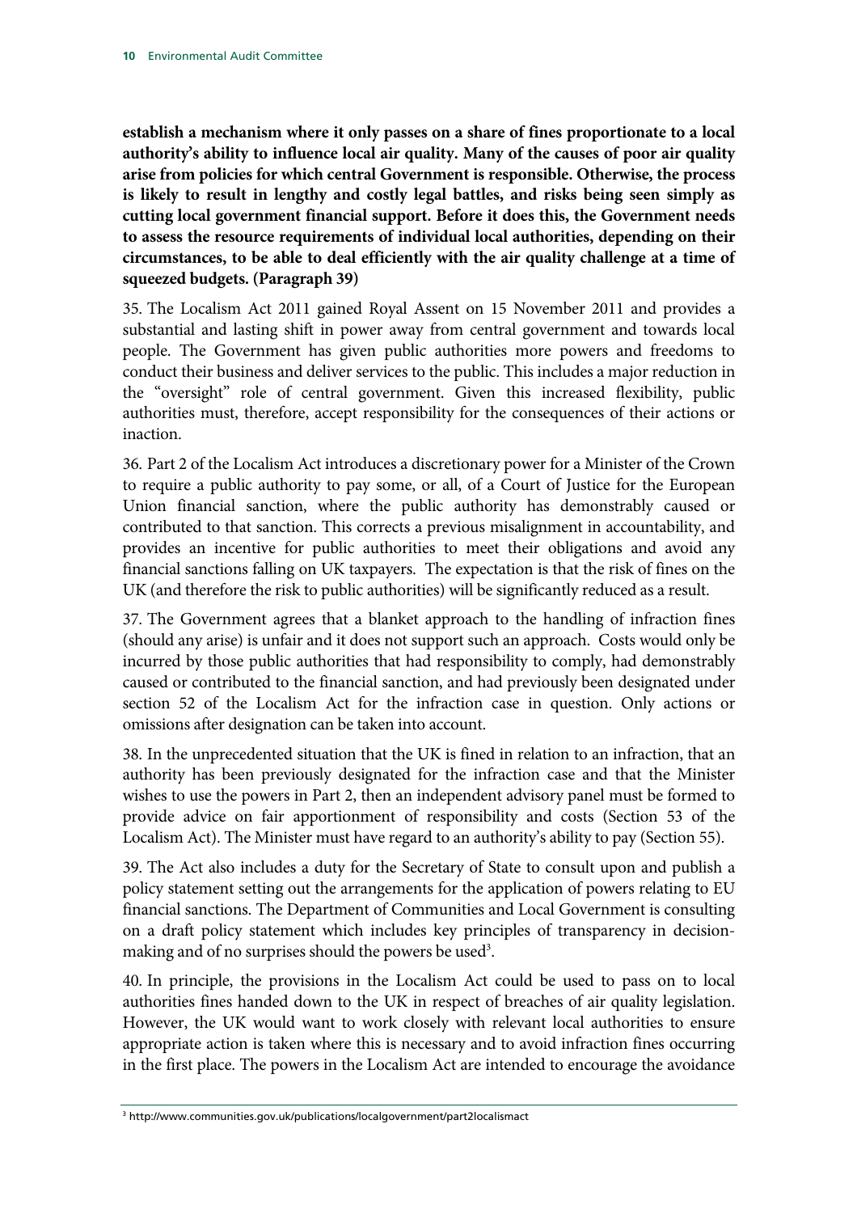**establish a mechanism where it only passes on a share of fines proportionate to a local authority's ability to influence local air quality. Many of the causes of poor air quality arise from policies for which central Government is responsible. Otherwise, the process is likely to result in lengthy and costly legal battles, and risks being seen simply as cutting local government financial support. Before it does this, the Government needs to assess the resource requirements of individual local authorities, depending on their circumstances, to be able to deal efficiently with the air quality challenge at a time of squeezed budgets. (Paragraph 39)**

35. The Localism Act 2011 gained Royal Assent on 15 November 2011 and provides a substantial and lasting shift in power away from central government and towards local people. The Government has given public authorities more powers and freedoms to conduct their business and deliver services to the public. This includes a major reduction in the "oversight" role of central government. Given this increased flexibility, public authorities must, therefore, accept responsibility for the consequences of their actions or inaction.

36. Part 2 of the Localism Act introduces a discretionary power for a Minister of the Crown to require a public authority to pay some, or all, of a Court of Justice for the European Union financial sanction, where the public authority has demonstrably caused or contributed to that sanction. This corrects a previous misalignment in accountability, and provides an incentive for public authorities to meet their obligations and avoid any financial sanctions falling on UK taxpayers. The expectation is that the risk of fines on the UK (and therefore the risk to public authorities) will be significantly reduced as a result.

37. The Government agrees that a blanket approach to the handling of infraction fines (should any arise) is unfair and it does not support such an approach. Costs would only be incurred by those public authorities that had responsibility to comply, had demonstrably caused or contributed to the financial sanction, and had previously been designated under section 52 of the Localism Act for the infraction case in question. Only actions or omissions after designation can be taken into account.

38. In the unprecedented situation that the UK is fined in relation to an infraction, that an authority has been previously designated for the infraction case and that the Minister wishes to use the powers in Part 2, then an independent advisory panel must be formed to provide advice on fair apportionment of responsibility and costs (Section 53 of the Localism Act). The Minister must have regard to an authority's ability to pay (Section 55).

39. The Act also includes a duty for the Secretary of State to consult upon and publish a policy statement setting out the arrangements for the application of powers relating to EU financial sanctions. The Department of Communities and Local Government is consulting on a draft policy statement which includes key principles of transparency in decision-making and of no surprises should the powers be used[3].

40. In principle, the provisions in the Localism Act could be used to pass on to local authorities fines handed down to the UK in respect of breaches of air quality legislation. However, the UK would want to work closely with relevant local authorities to ensure appropriate action is taken where this is necessary and to avoid infraction fines occurring in the first place. The powers in the Localism Act are intended to encourage the avoidance

[3] http://www.communities.gov.uk/publications/localgovernment/part2localismact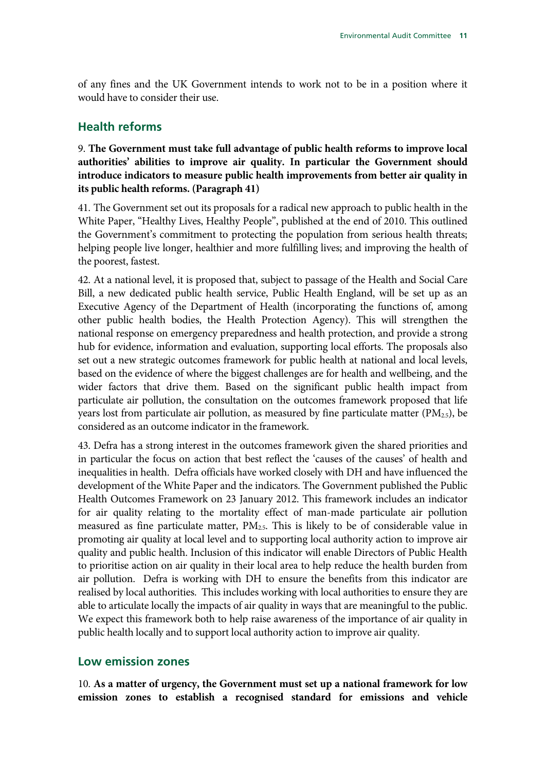of any fines and the UK Government intends to work not to be in a position where it would have to consider their use.

## Health reforms

9. **The Government must take full advantage of public health reforms to improve local authorities' abilities to improve air quality. In particular the Government should introduce indicators to measure public health improvements from better air quality in its public health reforms. (Paragraph 41)**

41. The Government set out its proposals for a radical new approach to public health in the White Paper, "Healthy Lives, Healthy People", published at the end of 2010. This outlined the Government's commitment to protecting the population from serious health threats; helping people live longer, healthier and more fulfilling lives; and improving the health of the poorest, fastest.

42. At a national level, it is proposed that, subject to passage of the Health and Social Care Bill, a new dedicated public health service, Public Health England, will be set up as an Executive Agency of the Department of Health (incorporating the functions of, among other public health bodies, the Health Protection Agency). This will strengthen the national response on emergency preparedness and health protection, and provide a strong hub for evidence, information and evaluation, supporting local efforts. The proposals also set out a new strategic outcomes framework for public health at national and local levels, based on the evidence of where the biggest challenges are for health and wellbeing, and the wider factors that drive them. Based on the significant public health impact from particulate air pollution, the consultation on the outcomes framework proposed that life years lost from particulate air pollution, as measured by fine particulate matter ($PM_{2.5}$), be considered as an outcome indicator in the framework.

43. Defra has a strong interest in the outcomes framework given the shared priorities and in particular the focus on action that best reflect the 'causes of the causes' of health and inequalities in health. Defra officials have worked closely with DH and have influenced the development of the White Paper and the indicators. The Government published the Public Health Outcomes Framework on 23 January 2012. This framework includes an indicator for air quality relating to the mortality effect of man-made particulate air pollution measured as fine particulate matter, $PM_{2.5}$. This is likely to be of considerable value in promoting air quality at local level and to supporting local authority action to improve air quality and public health. Inclusion of this indicator will enable Directors of Public Health to prioritise action on air quality in their local area to help reduce the health burden from air pollution. Defra is working with DH to ensure the benefits from this indicator are realised by local authorities. This includes working with local authorities to ensure they are able to articulate locally the impacts of air quality in ways that are meaningful to the public. We expect this framework both to help raise awareness of the importance of air quality in public health locally and to support local authority action to improve air quality.

## Low emission zones

10. **As a matter of urgency, the Government must set up a national framework for low emission zones to establish a recognised standard for emissions and vehicle**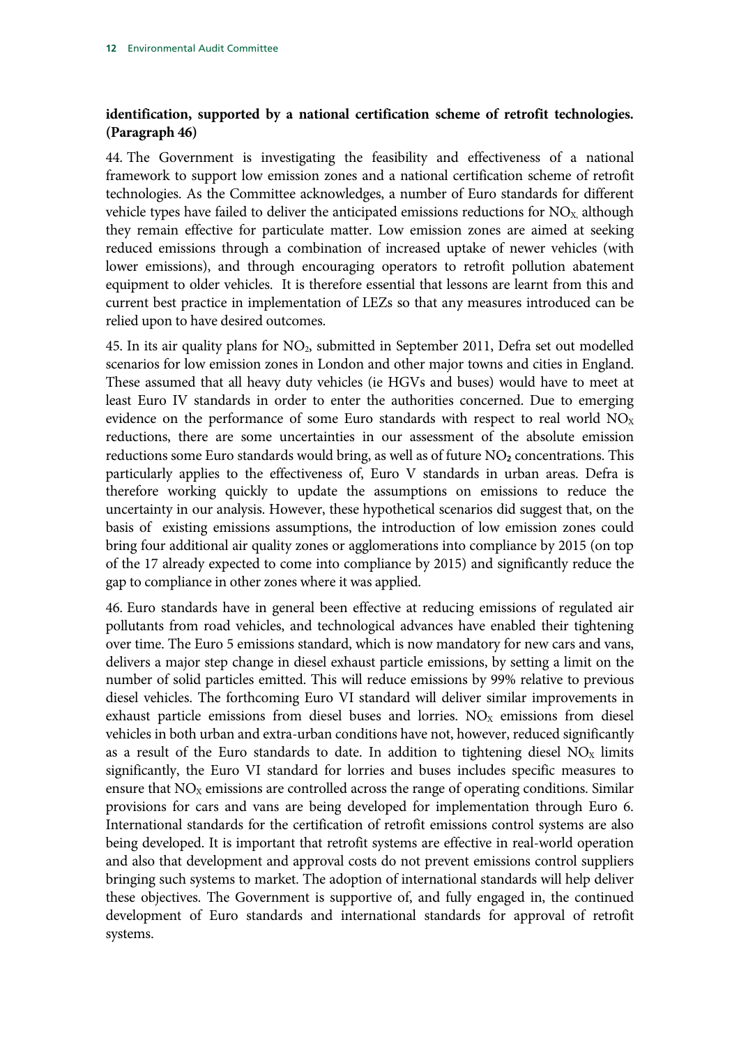**identification, supported by a national certification scheme of retrofit technologies. (Paragraph 46)**

44. The Government is investigating the feasibility and effectiveness of a national framework to support low emission zones and a national certification scheme of retrofit technologies. As the Committee acknowledges, a number of Euro standards for different vehicle types have failed to deliver the anticipated emissions reductions for $NO_X$, although they remain effective for particulate matter. Low emission zones are aimed at seeking reduced emissions through a combination of increased uptake of newer vehicles (with lower emissions), and through encouraging operators to retrofit pollution abatement equipment to older vehicles. It is therefore essential that lessons are learnt from this and current best practice in implementation of LEZs so that any measures introduced can be relied upon to have desired outcomes.

45. In its air quality plans for $NO_2$, submitted in September 2011, Defra set out modelled scenarios for low emission zones in London and other major towns and cities in England. These assumed that all heavy duty vehicles (ie HGVs and buses) would have to meet at least Euro IV standards in order to enter the authorities concerned. Due to emerging evidence on the performance of some Euro standards with respect to real world $NO_X$ reductions, there are some uncertainties in our assessment of the absolute emission reductions some Euro standards would bring, as well as of future $NO_2$ concentrations. This particularly applies to the effectiveness of, Euro V standards in urban areas. Defra is therefore working quickly to update the assumptions on emissions to reduce the uncertainty in our analysis. However, these hypothetical scenarios did suggest that, on the basis of existing emissions assumptions, the introduction of low emission zones could bring four additional air quality zones or agglomerations into compliance by 2015 (on top of the 17 already expected to come into compliance by 2015) and significantly reduce the gap to compliance in other zones where it was applied.

46. Euro standards have in general been effective at reducing emissions of regulated air pollutants from road vehicles, and technological advances have enabled their tightening over time. The Euro 5 emissions standard, which is now mandatory for new cars and vans, delivers a major step change in diesel exhaust particle emissions, by setting a limit on the number of solid particles emitted. This will reduce emissions by 99% relative to previous diesel vehicles. The forthcoming Euro VI standard will deliver similar improvements in exhaust particle emissions from diesel buses and lorries. $NO_X$ emissions from diesel vehicles in both urban and extra-urban conditions have not, however, reduced significantly as a result of the Euro standards to date. In addition to tightening diesel $NO_X$ limits significantly, the Euro VI standard for lorries and buses includes specific measures to ensure that $NO_X$ emissions are controlled across the range of operating conditions. Similar provisions for cars and vans are being developed for implementation through Euro 6. International standards for the certification of retrofit emissions control systems are also being developed. It is important that retrofit systems are effective in real-world operation and also that development and approval costs do not prevent emissions control suppliers bringing such systems to market. The adoption of international standards will help deliver these objectives. The Government is supportive of, and fully engaged in, the continued development of Euro standards and international standards for approval of retrofit systems.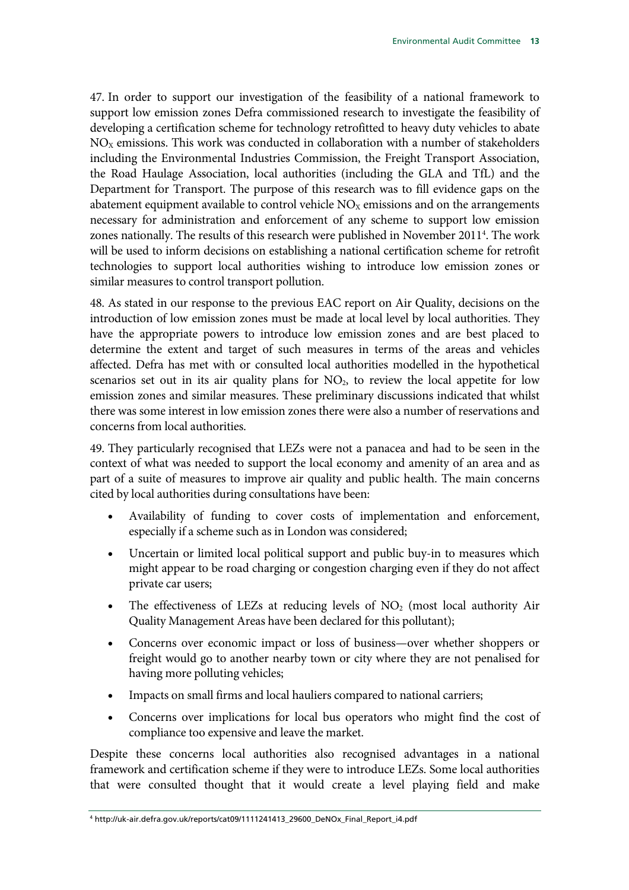47. In order to support our investigation of the feasibility of a national framework to support low emission zones Defra commissioned research to investigate the feasibility of developing a certification scheme for technology retrofitted to heavy duty vehicles to abate $NO_X$ emissions. This work was conducted in collaboration with a number of stakeholders including the Environmental Industries Commission, the Freight Transport Association, the Road Haulage Association, local authorities (including the GLA and TfL) and the Department for Transport. The purpose of this research was to fill evidence gaps on the abatement equipment available to control vehicle $NO_X$ emissions and on the arrangements necessary for administration and enforcement of any scheme to support low emission zones nationally. The results of this research were published in November 2011[4]. The work will be used to inform decisions on establishing a national certification scheme for retrofit technologies to support local authorities wishing to introduce low emission zones or similar measures to control transport pollution.

48. As stated in our response to the previous EAC report on Air Quality, decisions on the introduction of low emission zones must be made at local level by local authorities. They have the appropriate powers to introduce low emission zones and are best placed to determine the extent and target of such measures in terms of the areas and vehicles affected. Defra has met with or consulted local authorities modelled in the hypothetical scenarios set out in its air quality plans for $NO_2$, to review the local appetite for low emission zones and similar measures. These preliminary discussions indicated that whilst there was some interest in low emission zones there were also a number of reservations and concerns from local authorities.

49. They particularly recognised that LEZs were not a panacea and had to be seen in the context of what was needed to support the local economy and amenity of an area and as part of a suite of measures to improve air quality and public health. The main concerns cited by local authorities during consultations have been:

- Availability of funding to cover costs of implementation and enforcement, especially if a scheme such as in London was considered;
- Uncertain or limited local political support and public buy-in to measures which might appear to be road charging or congestion charging even if they do not affect private car users;
- The effectiveness of LEZs at reducing levels of $NO_2$ (most local authority Air Quality Management Areas have been declared for this pollutant);
- Concerns over economic impact or loss of business—over whether shoppers or freight would go to another nearby town or city where they are not penalised for having more polluting vehicles;
- Impacts on small firms and local hauliers compared to national carriers;
- Concerns over implications for local bus operators who might find the cost of compliance too expensive and leave the market.

Despite these concerns local authorities also recognised advantages in a national framework and certification scheme if they were to introduce LEZs. Some local authorities that were consulted thought that it would create a level playing field and make

[4] http://uk-air.defra.gov.uk/reports/cat09/1111241413_29600_DeNOx_Final_Report_i4.pdf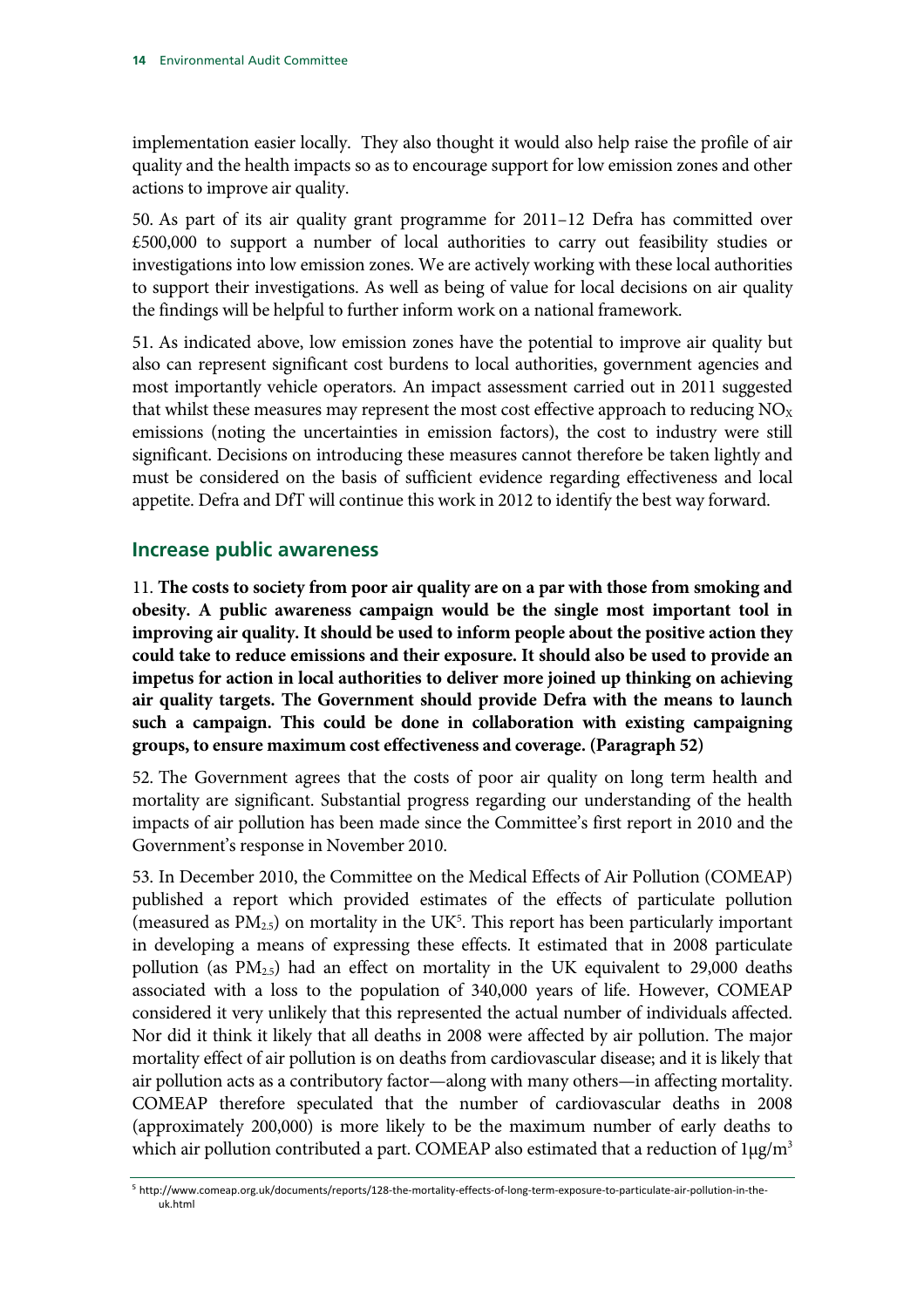implementation easier locally. They also thought it would also help raise the profile of air quality and the health impacts so as to encourage support for low emission zones and other actions to improve air quality.

50. As part of its air quality grant programme for 2011–12 Defra has committed over £500,000 to support a number of local authorities to carry out feasibility studies or investigations into low emission zones. We are actively working with these local authorities to support their investigations. As well as being of value for local decisions on air quality the findings will be helpful to further inform work on a national framework.

51. As indicated above, low emission zones have the potential to improve air quality but also can represent significant cost burdens to local authorities, government agencies and most importantly vehicle operators. An impact assessment carried out in 2011 suggested that whilst these measures may represent the most cost effective approach to reducing $NO_X$ emissions (noting the uncertainties in emission factors), the cost to industry were still significant. Decisions on introducing these measures cannot therefore be taken lightly and must be considered on the basis of sufficient evidence regarding effectiveness and local appetite. Defra and DfT will continue this work in 2012 to identify the best way forward.

## Increase public awareness

11. **The costs to society from poor air quality are on a par with those from smoking and obesity. A public awareness campaign would be the single most important tool in improving air quality. It should be used to inform people about the positive action they could take to reduce emissions and their exposure. It should also be used to provide an impetus for action in local authorities to deliver more joined up thinking on achieving air quality targets. The Government should provide Defra with the means to launch such a campaign. This could be done in collaboration with existing campaigning groups, to ensure maximum cost effectiveness and coverage. (Paragraph 52)**

52. The Government agrees that the costs of poor air quality on long term health and mortality are significant. Substantial progress regarding our understanding of the health impacts of air pollution has been made since the Committee's first report in 2010 and the Government's response in November 2010.

53. In December 2010, the Committee on the Medical Effects of Air Pollution (COMEAP) published a report which provided estimates of the effects of particulate pollution (measured as $PM_{2.5}$) on mortality in the UK[5]. This report has been particularly important in developing a means of expressing these effects. It estimated that in 2008 particulate pollution (as $PM_{2.5}$) had an effect on mortality in the UK equivalent to 29,000 deaths associated with a loss to the population of 340,000 years of life. However, COMEAP considered it very unlikely that this represented the actual number of individuals affected. Nor did it think it likely that all deaths in 2008 were affected by air pollution. The major mortality effect of air pollution is on deaths from cardiovascular disease; and it is likely that air pollution acts as a contributory factor—along with many others—in affecting mortality. COMEAP therefore speculated that the number of cardiovascular deaths in 2008 (approximately 200,000) is more likely to be the maximum number of early deaths to which air pollution contributed a part. COMEAP also estimated that a reduction of $1\mu g/m^3$

[5] http://www.comeap.org.uk/documents/reports/128-the-mortality-effects-of-long-term-exposure-to-particulate-air-pollution-in-the-uk.html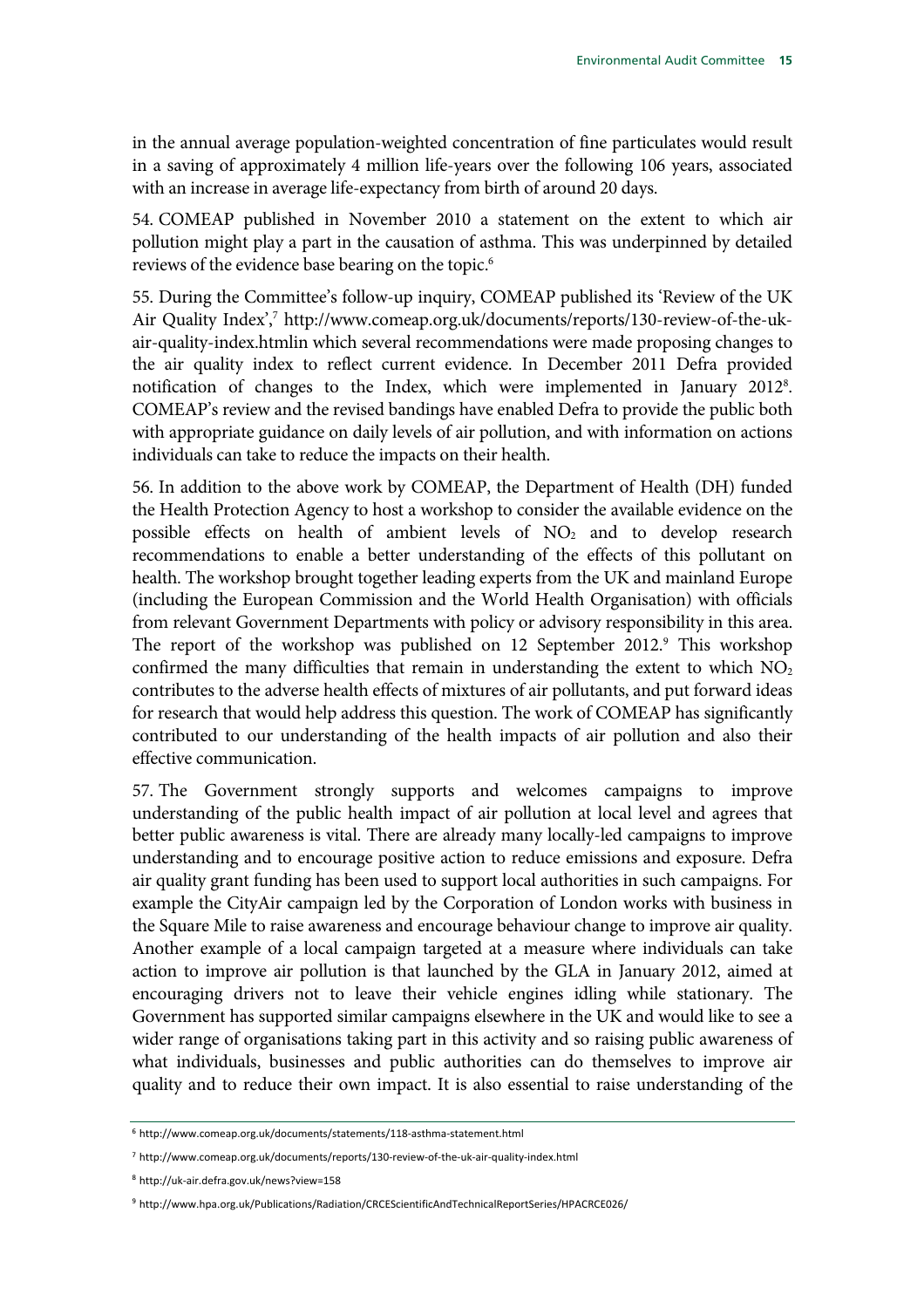in the annual average population-weighted concentration of fine particulates would result in a saving of approximately 4 million life-years over the following 106 years, associated with an increase in average life-expectancy from birth of around 20 days.

54. COMEAP published in November 2010 a statement on the extent to which air pollution might play a part in the causation of asthma. This was underpinned by detailed reviews of the evidence base bearing on the topic.[6]

55. During the Committee's follow-up inquiry, COMEAP published its 'Review of the UK Air Quality Index',[7] http://www.comeap.org.uk/documents/reports/130-review-of-the-uk-air-quality-index.htmlin which several recommendations were made proposing changes to the air quality index to reflect current evidence. In December 2011 Defra provided notification of changes to the Index, which were implemented in January 2012[8]. COMEAP's review and the revised bandings have enabled Defra to provide the public both with appropriate guidance on daily levels of air pollution, and with information on actions individuals can take to reduce the impacts on their health.

56. In addition to the above work by COMEAP, the Department of Health (DH) funded the Health Protection Agency to host a workshop to consider the available evidence on the possible effects on health of ambient levels of $NO_2$ and to develop research recommendations to enable a better understanding of the effects of this pollutant on health. The workshop brought together leading experts from the UK and mainland Europe (including the European Commission and the World Health Organisation) with officials from relevant Government Departments with policy or advisory responsibility in this area. The report of the workshop was published on 12 September 2012.[9] This workshop confirmed the many difficulties that remain in understanding the extent to which $NO_2$ contributes to the adverse health effects of mixtures of air pollutants, and put forward ideas for research that would help address this question. The work of COMEAP has significantly contributed to our understanding of the health impacts of air pollution and also their effective communication.

57. The Government strongly supports and welcomes campaigns to improve understanding of the public health impact of air pollution at local level and agrees that better public awareness is vital. There are already many locally-led campaigns to improve understanding and to encourage positive action to reduce emissions and exposure. Defra air quality grant funding has been used to support local authorities in such campaigns. For example the CityAir campaign led by the Corporation of London works with business in the Square Mile to raise awareness and encourage behaviour change to improve air quality. Another example of a local campaign targeted at a measure where individuals can take action to improve air pollution is that launched by the GLA in January 2012, aimed at encouraging drivers not to leave their vehicle engines idling while stationary. The Government has supported similar campaigns elsewhere in the UK and would like to see a wider range of organisations taking part in this activity and so raising public awareness of what individuals, businesses and public authorities can do themselves to improve air quality and to reduce their own impact. It is also essential to raise understanding of the

---

[6] http://www.comeap.org.uk/documents/statements/118-asthma-statement.html

[7] http://www.comeap.org.uk/documents/reports/130-review-of-the-uk-air-quality-index.html

[8] http://uk-air.defra.gov.uk/news?view=158

[9] http://www.hpa.org.uk/Publications/Radiation/CRCEScientificAndTechnicalReportSeries/HPACRCE026/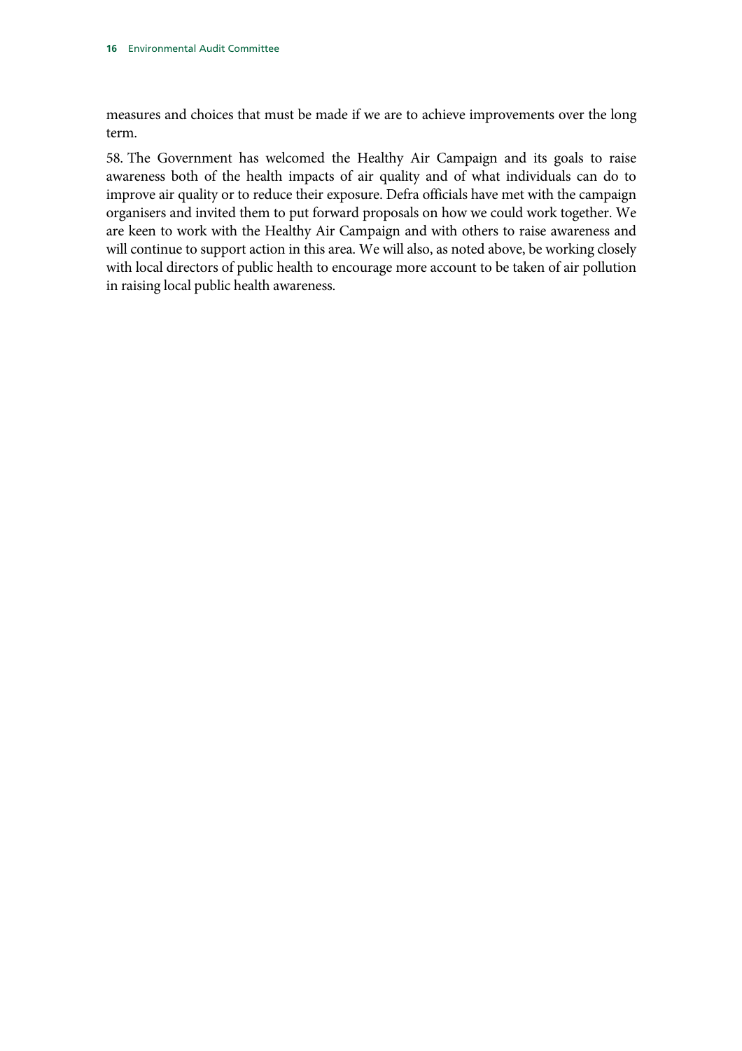measures and choices that must be made if we are to achieve improvements over the long term.

58. The Government has welcomed the Healthy Air Campaign and its goals to raise awareness both of the health impacts of air quality and of what individuals can do to improve air quality or to reduce their exposure. Defra officials have met with the campaign organisers and invited them to put forward proposals on how we could work together. We are keen to work with the Healthy Air Campaign and with others to raise awareness and will continue to support action in this area. We will also, as noted above, be working closely with local directors of public health to encourage more account to be taken of air pollution in raising local public health awareness.